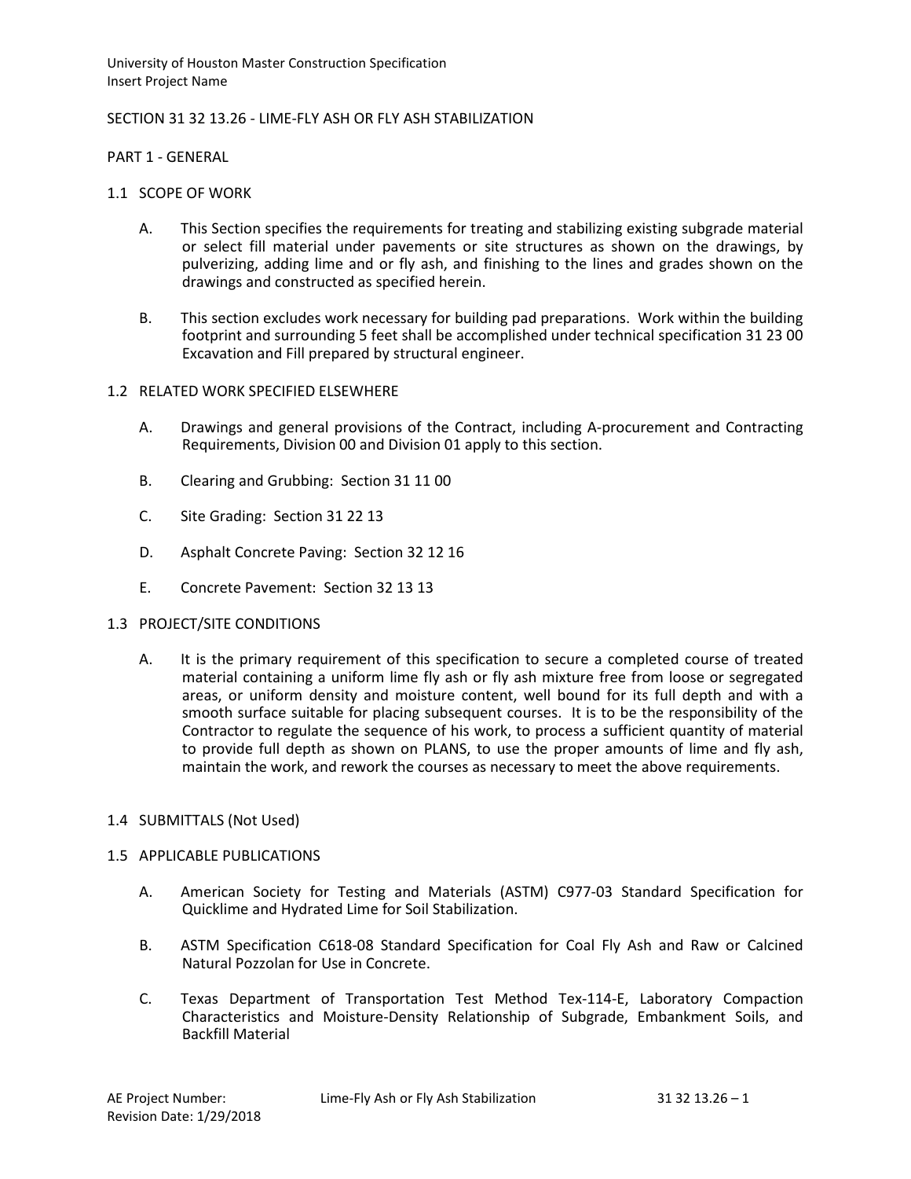University of Houston Master Construction Specification
Insert Project Name

# SECTION 31 32 13.26 - LIME-FLY ASH OR FLY ASH STABILIZATION

## PART 1 - GENERAL

### 1.1 SCOPE OF WORK

A. This Section specifies the requirements for treating and stabilizing existing subgrade material or select fill material under pavements or site structures as shown on the drawings, by pulverizing, adding lime and or fly ash, and finishing to the lines and grades shown on the drawings and constructed as specified herein.

B. This section excludes work necessary for building pad preparations. Work within the building footprint and surrounding 5 feet shall be accomplished under technical specification 31 23 00 Excavation and Fill prepared by structural engineer.

### 1.2 RELATED WORK SPECIFIED ELSEWHERE

A. Drawings and general provisions of the Contract, including A-procurement and Contracting Requirements, Division 00 and Division 01 apply to this section.

B. Clearing and Grubbing: Section 31 11 00

C. Site Grading: Section 31 22 13

D. Asphalt Concrete Paving: Section 32 12 16

E. Concrete Pavement: Section 32 13 13

### 1.3 PROJECT/SITE CONDITIONS

A. It is the primary requirement of this specification to secure a completed course of treated material containing a uniform lime fly ash or fly ash mixture free from loose or segregated areas, or uniform density and moisture content, well bound for its full depth and with a smooth surface suitable for placing subsequent courses. It is to be the responsibility of the Contractor to regulate the sequence of his work, to process a sufficient quantity of material to provide full depth as shown on PLANS, to use the proper amounts of lime and fly ash, maintain the work, and rework the courses as necessary to meet the above requirements.

### 1.4 SUBMITTALS (Not Used)

### 1.5 APPLICABLE PUBLICATIONS

A. American Society for Testing and Materials (ASTM) C977-03 Standard Specification for Quicklime and Hydrated Lime for Soil Stabilization.

B. ASTM Specification C618-08 Standard Specification for Coal Fly Ash and Raw or Calcined Natural Pozzolan for Use in Concrete.

C. Texas Department of Transportation Test Method Tex-114-E, Laboratory Compaction Characteristics and Moisture-Density Relationship of Subgrade, Embankment Soils, and Backfill Material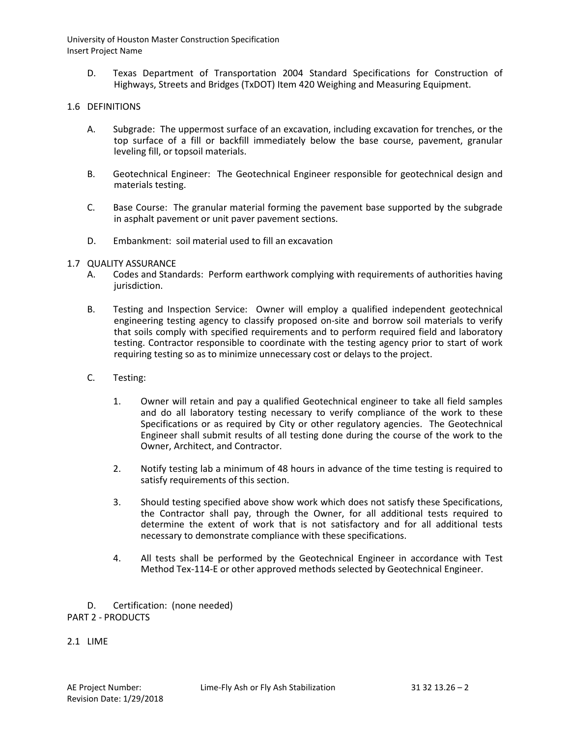D. Texas Department of Transportation 2004 Standard Specifications for Construction of Highways, Streets and Bridges (TxDOT) Item 420 Weighing and Measuring Equipment.

## 1.6 DEFINITIONS

A. Subgrade: The uppermost surface of an excavation, including excavation for trenches, or the top surface of a fill or backfill immediately below the base course, pavement, granular leveling fill, or topsoil materials.

B. Geotechnical Engineer: The Geotechnical Engineer responsible for geotechnical design and materials testing.

C. Base Course: The granular material forming the pavement base supported by the subgrade in asphalt pavement or unit paver pavement sections.

D. Embankment: soil material used to fill an excavation

## 1.7 QUALITY ASSURANCE

A. Codes and Standards: Perform earthwork complying with requirements of authorities having jurisdiction.

B. Testing and Inspection Service: Owner will employ a qualified independent geotechnical engineering testing agency to classify proposed on-site and borrow soil materials to verify that soils comply with specified requirements and to perform required field and laboratory testing. Contractor responsible to coordinate with the testing agency prior to start of work requiring testing so as to minimize unnecessary cost or delays to the project.

C. Testing:

1. Owner will retain and pay a qualified Geotechnical engineer to take all field samples and do all laboratory testing necessary to verify compliance of the work to these Specifications or as required by City or other regulatory agencies. The Geotechnical Engineer shall submit results of all testing done during the course of the work to the Owner, Architect, and Contractor.

2. Notify testing lab a minimum of 48 hours in advance of the time testing is required to satisfy requirements of this section.

3. Should testing specified above show work which does not satisfy these Specifications, the Contractor shall pay, through the Owner, for all additional tests required to determine the extent of work that is not satisfactory and for all additional tests necessary to demonstrate compliance with these specifications.

4. All tests shall be performed by the Geotechnical Engineer in accordance with Test Method Tex-114-E or other approved methods selected by Geotechnical Engineer.

D. Certification: (none needed)

# PART 2 - PRODUCTS

## 2.1 LIME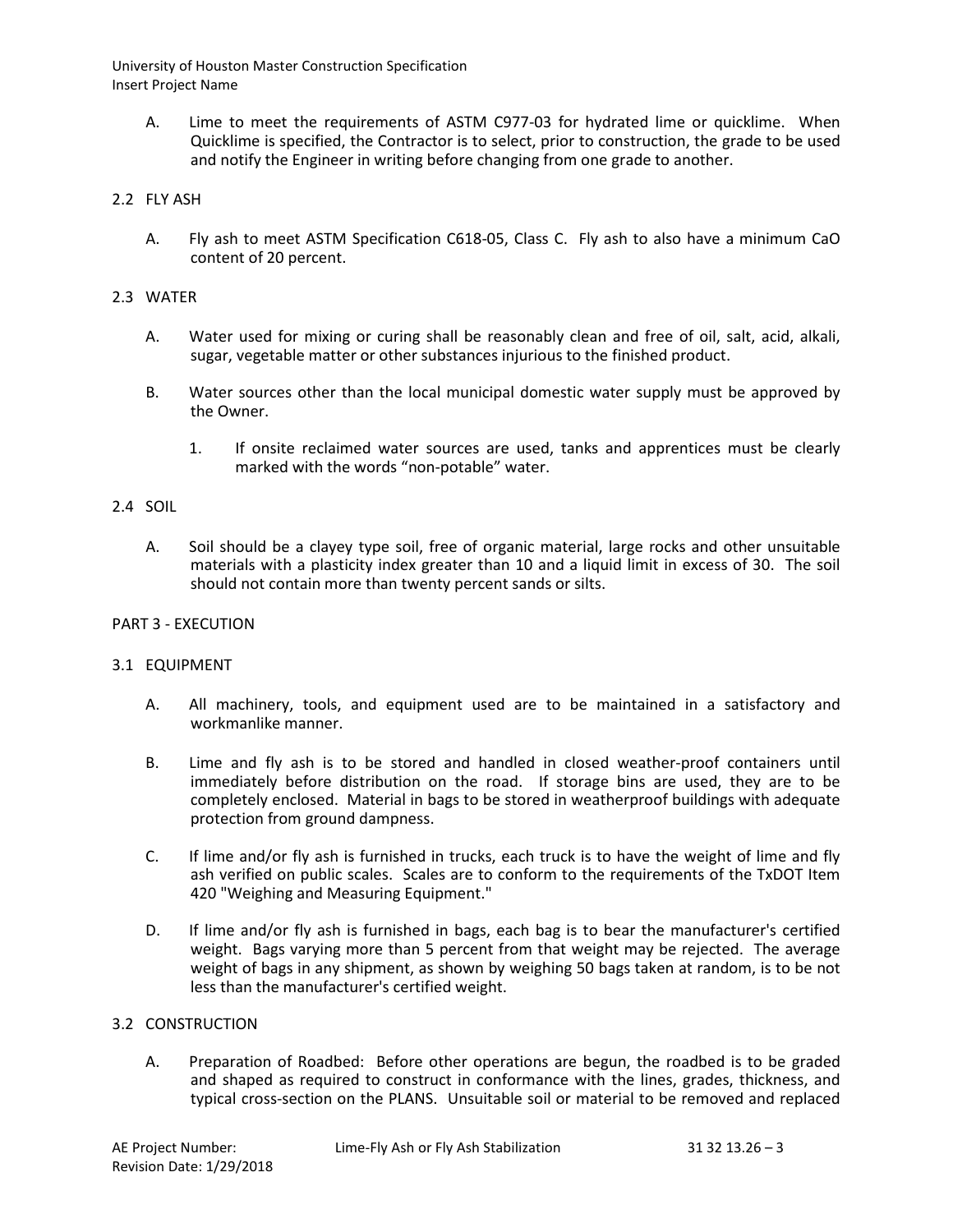A. Lime to meet the requirements of ASTM C977-03 for hydrated lime or quicklime. When Quicklime is specified, the Contractor is to select, prior to construction, the grade to be used and notify the Engineer in writing before changing from one grade to another.

## 2.2 FLY ASH

A. Fly ash to meet ASTM Specification C618-05, Class C. Fly ash to also have a minimum CaO content of 20 percent.

## 2.3 WATER

A. Water used for mixing or curing shall be reasonably clean and free of oil, salt, acid, alkali, sugar, vegetable matter or other substances injurious to the finished product.

B. Water sources other than the local municipal domestic water supply must be approved by the Owner.

1. If onsite reclaimed water sources are used, tanks and apprentices must be clearly marked with the words "non-potable" water.

## 2.4 SOIL

A. Soil should be a clayey type soil, free of organic material, large rocks and other unsuitable materials with a plasticity index greater than 10 and a liquid limit in excess of 30. The soil should not contain more than twenty percent sands or silts.

# PART 3 - EXECUTION

## 3.1 EQUIPMENT

A. All machinery, tools, and equipment used are to be maintained in a satisfactory and workmanlike manner.

B. Lime and fly ash is to be stored and handled in closed weather-proof containers until immediately before distribution on the road. If storage bins are used, they are to be completely enclosed. Material in bags to be stored in weatherproof buildings with adequate protection from ground dampness.

C. If lime and/or fly ash is furnished in trucks, each truck is to have the weight of lime and fly ash verified on public scales. Scales are to conform to the requirements of the TxDOT Item 420 "Weighing and Measuring Equipment."

D. If lime and/or fly ash is furnished in bags, each bag is to bear the manufacturer's certified weight. Bags varying more than 5 percent from that weight may be rejected. The average weight of bags in any shipment, as shown by weighing 50 bags taken at random, is to be not less than the manufacturer's certified weight.

## 3.2 CONSTRUCTION

A. Preparation of Roadbed: Before other operations are begun, the roadbed is to be graded and shaped as required to construct in conformance with the lines, grades, thickness, and typical cross-section on the PLANS. Unsuitable soil or material to be removed and replaced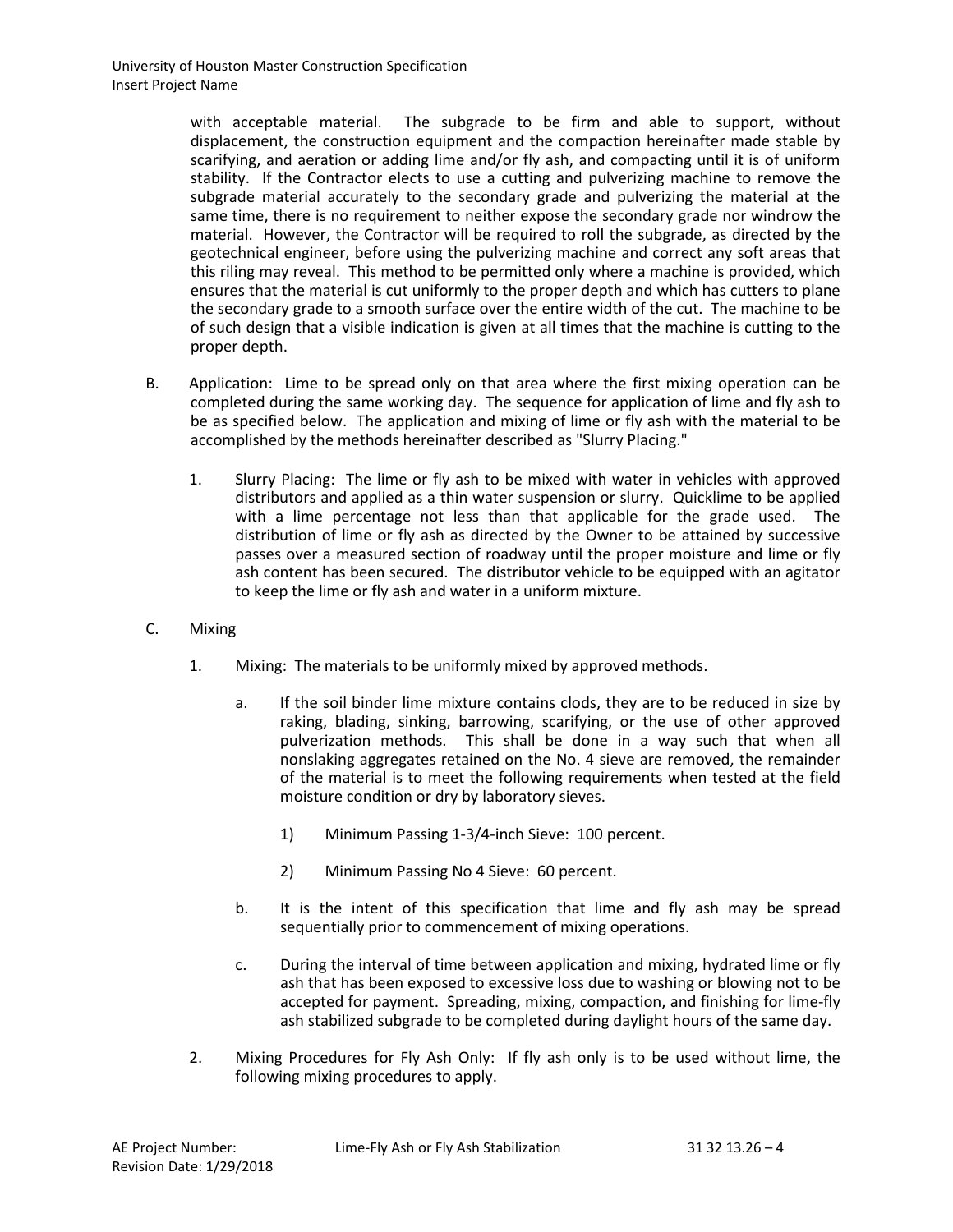with acceptable material. The subgrade to be firm and able to support, without displacement, the construction equipment and the compaction hereinafter made stable by scarifying, and aeration or adding lime and/or fly ash, and compacting until it is of uniform stability. If the Contractor elects to use a cutting and pulverizing machine to remove the subgrade material accurately to the secondary grade and pulverizing the material at the same time, there is no requirement to neither expose the secondary grade nor windrow the material. However, the Contractor will be required to roll the subgrade, as directed by the geotechnical engineer, before using the pulverizing machine and correct any soft areas that this riling may reveal. This method to be permitted only where a machine is provided, which ensures that the material is cut uniformly to the proper depth and which has cutters to plane the secondary grade to a smooth surface over the entire width of the cut. The machine to be of such design that a visible indication is given at all times that the machine is cutting to the proper depth.

B. Application: Lime to be spread only on that area where the first mixing operation can be completed during the same working day. The sequence for application of lime and fly ash to be as specified below. The application and mixing of lime or fly ash with the material to be accomplished by the methods hereinafter described as "Slurry Placing."

   1. Slurry Placing: The lime or fly ash to be mixed with water in vehicles with approved distributors and applied as a thin water suspension or slurry. Quicklime to be applied with a lime percentage not less than that applicable for the grade used. The distribution of lime or fly ash as directed by the Owner to be attained by successive passes over a measured section of roadway until the proper moisture and lime or fly ash content has been secured. The distributor vehicle to be equipped with an agitator to keep the lime or fly ash and water in a uniform mixture.

C. Mixing

   1. Mixing: The materials to be uniformly mixed by approved methods.

      a. If the soil binder lime mixture contains clods, they are to be reduced in size by raking, blading, sinking, barrowing, scarifying, or the use of other approved pulverization methods. This shall be done in a way such that when all nonslaking aggregates retained on the No. 4 sieve are removed, the remainder of the material is to meet the following requirements when tested at the field moisture condition or dry by laboratory sieves.

         1) Minimum Passing 1-3/4-inch Sieve: 100 percent.

         2) Minimum Passing No 4 Sieve: 60 percent.

      b. It is the intent of this specification that lime and fly ash may be spread sequentially prior to commencement of mixing operations.

      c. During the interval of time between application and mixing, hydrated lime or fly ash that has been exposed to excessive loss due to washing or blowing not to be accepted for payment. Spreading, mixing, compaction, and finishing for lime-fly ash stabilized subgrade to be completed during daylight hours of the same day.

   2. Mixing Procedures for Fly Ash Only: If fly ash only is to be used without lime, the following mixing procedures to apply.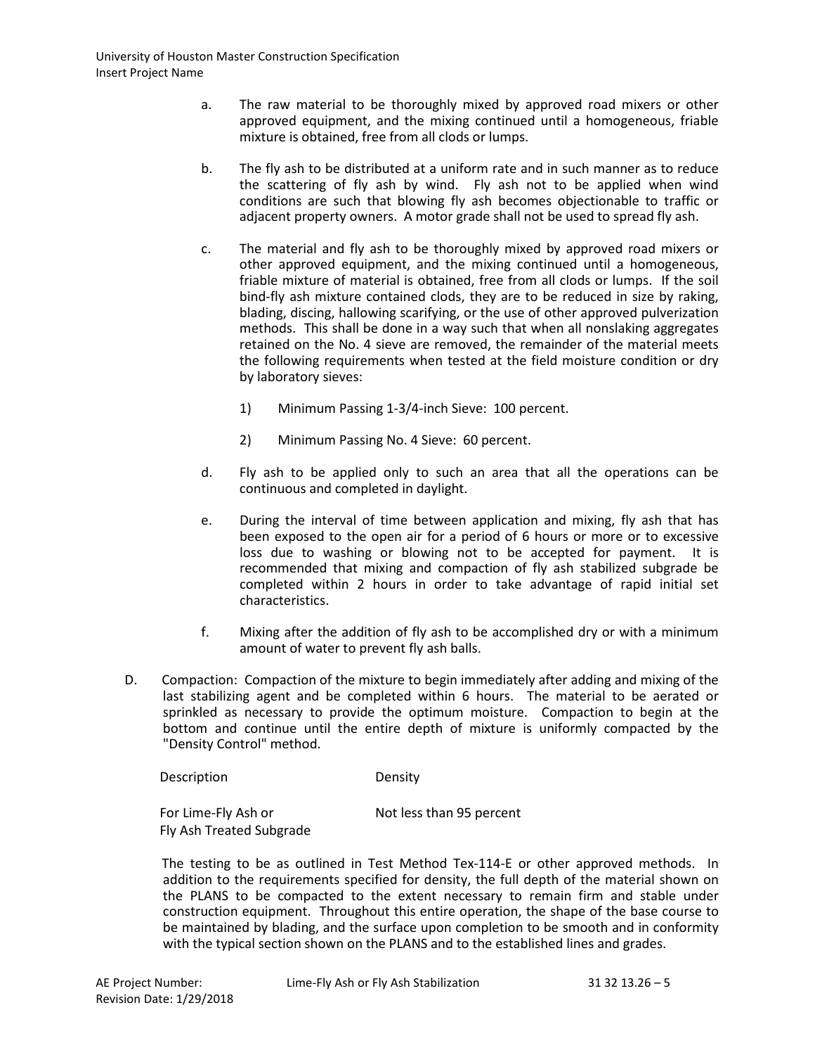a. The raw material to be thoroughly mixed by approved road mixers or other approved equipment, and the mixing continued until a homogeneous, friable mixture is obtained, free from all clods or lumps.

b. The fly ash to be distributed at a uniform rate and in such manner as to reduce the scattering of fly ash by wind. Fly ash not to be applied when wind conditions are such that blowing fly ash becomes objectionable to traffic or adjacent property owners. A motor grade shall not be used to spread fly ash.

c. The material and fly ash to be thoroughly mixed by approved road mixers or other approved equipment, and the mixing continued until a homogeneous, friable mixture of material is obtained, free from all clods or lumps. If the soil bind-fly ash mixture contained clods, they are to be reduced in size by raking, blading, discing, hallowing scarifying, or the use of other approved pulverization methods. This shall be done in a way such that when all nonslaking aggregates retained on the No. 4 sieve are removed, the remainder of the material meets the following requirements when tested at the field moisture condition or dry by laboratory sieves:

   1) Minimum Passing 1-3/4-inch Sieve: 100 percent.

   2) Minimum Passing No. 4 Sieve: 60 percent.

d. Fly ash to be applied only to such an area that all the operations can be continuous and completed in daylight.

e. During the interval of time between application and mixing, fly ash that has been exposed to the open air for a period of 6 hours or more or to excessive loss due to washing or blowing not to be accepted for payment. It is recommended that mixing and compaction of fly ash stabilized subgrade be completed within 2 hours in order to take advantage of rapid initial set characteristics.

f. Mixing after the addition of fly ash to be accomplished dry or with a minimum amount of water to prevent fly ash balls.

D. Compaction: Compaction of the mixture to begin immediately after adding and mixing of the last stabilizing agent and be completed within 6 hours. The material to be aerated or sprinkled as necessary to provide the optimum moisture. Compaction to begin at the bottom and continue until the entire depth of mixture is uniformly compacted by the "Density Control" method.

| Description | Density |
|---|---|
| For Lime-Fly Ash or Fly Ash Treated Subgrade | Not less than 95 percent |

The testing to be as outlined in Test Method Tex-114-E or other approved methods. In addition to the requirements specified for density, the full depth of the material shown on the PLANS to be compacted to the extent necessary to remain firm and stable under construction equipment. Throughout this entire operation, the shape of the base course to be maintained by blading, and the surface upon completion to be smooth and in conformity with the typical section shown on the PLANS and to the established lines and grades.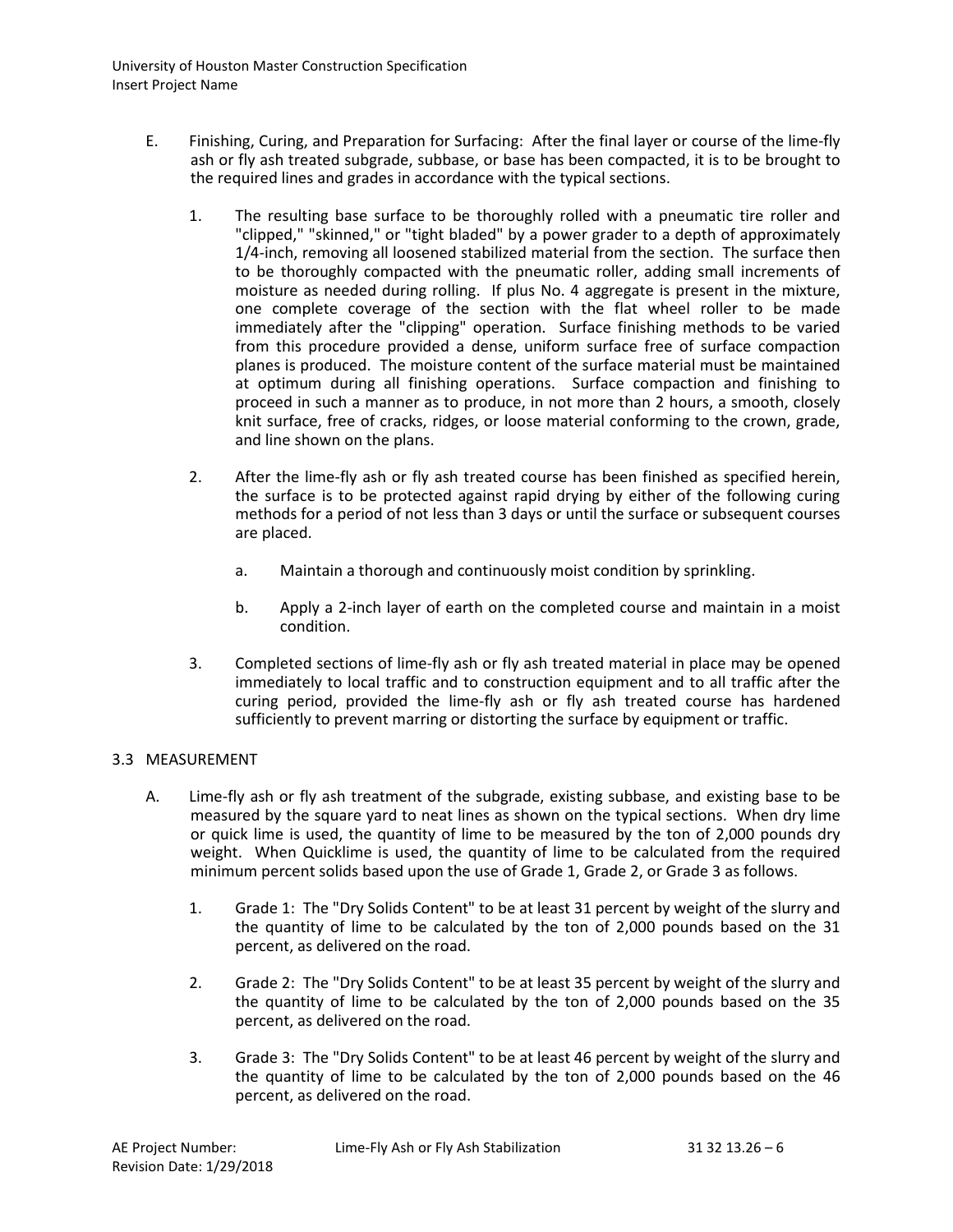E. Finishing, Curing, and Preparation for Surfacing: After the final layer or course of the lime-fly ash or fly ash treated subgrade, subbase, or base has been compacted, it is to be brought to the required lines and grades in accordance with the typical sections.

1. The resulting base surface to be thoroughly rolled with a pneumatic tire roller and "clipped," "skinned," or "tight bladed" by a power grader to a depth of approximately 1/4-inch, removing all loosened stabilized material from the section. The surface then to be thoroughly compacted with the pneumatic roller, adding small increments of moisture as needed during rolling. If plus No. 4 aggregate is present in the mixture, one complete coverage of the section with the flat wheel roller to be made immediately after the "clipping" operation. Surface finishing methods to be varied from this procedure provided a dense, uniform surface free of surface compaction planes is produced. The moisture content of the surface material must be maintained at optimum during all finishing operations. Surface compaction and finishing to proceed in such a manner as to produce, in not more than 2 hours, a smooth, closely knit surface, free of cracks, ridges, or loose material conforming to the crown, grade, and line shown on the plans.

2. After the lime-fly ash or fly ash treated course has been finished as specified herein, the surface is to be protected against rapid drying by either of the following curing methods for a period of not less than 3 days or until the surface or subsequent courses are placed.

   a. Maintain a thorough and continuously moist condition by sprinkling.

   b. Apply a 2-inch layer of earth on the completed course and maintain in a moist condition.

3. Completed sections of lime-fly ash or fly ash treated material in place may be opened immediately to local traffic and to construction equipment and to all traffic after the curing period, provided the lime-fly ash or fly ash treated course has hardened sufficiently to prevent marring or distorting the surface by equipment or traffic.

## 3.3 MEASUREMENT

A. Lime-fly ash or fly ash treatment of the subgrade, existing subbase, and existing base to be measured by the square yard to neat lines as shown on the typical sections. When dry lime or quick lime is used, the quantity of lime to be measured by the ton of 2,000 pounds dry weight. When Quicklime is used, the quantity of lime to be calculated from the required minimum percent solids based upon the use of Grade 1, Grade 2, or Grade 3 as follows.

1. Grade 1: The "Dry Solids Content" to be at least 31 percent by weight of the slurry and the quantity of lime to be calculated by the ton of 2,000 pounds based on the 31 percent, as delivered on the road.

2. Grade 2: The "Dry Solids Content" to be at least 35 percent by weight of the slurry and the quantity of lime to be calculated by the ton of 2,000 pounds based on the 35 percent, as delivered on the road.

3. Grade 3: The "Dry Solids Content" to be at least 46 percent by weight of the slurry and the quantity of lime to be calculated by the ton of 2,000 pounds based on the 46 percent, as delivered on the road.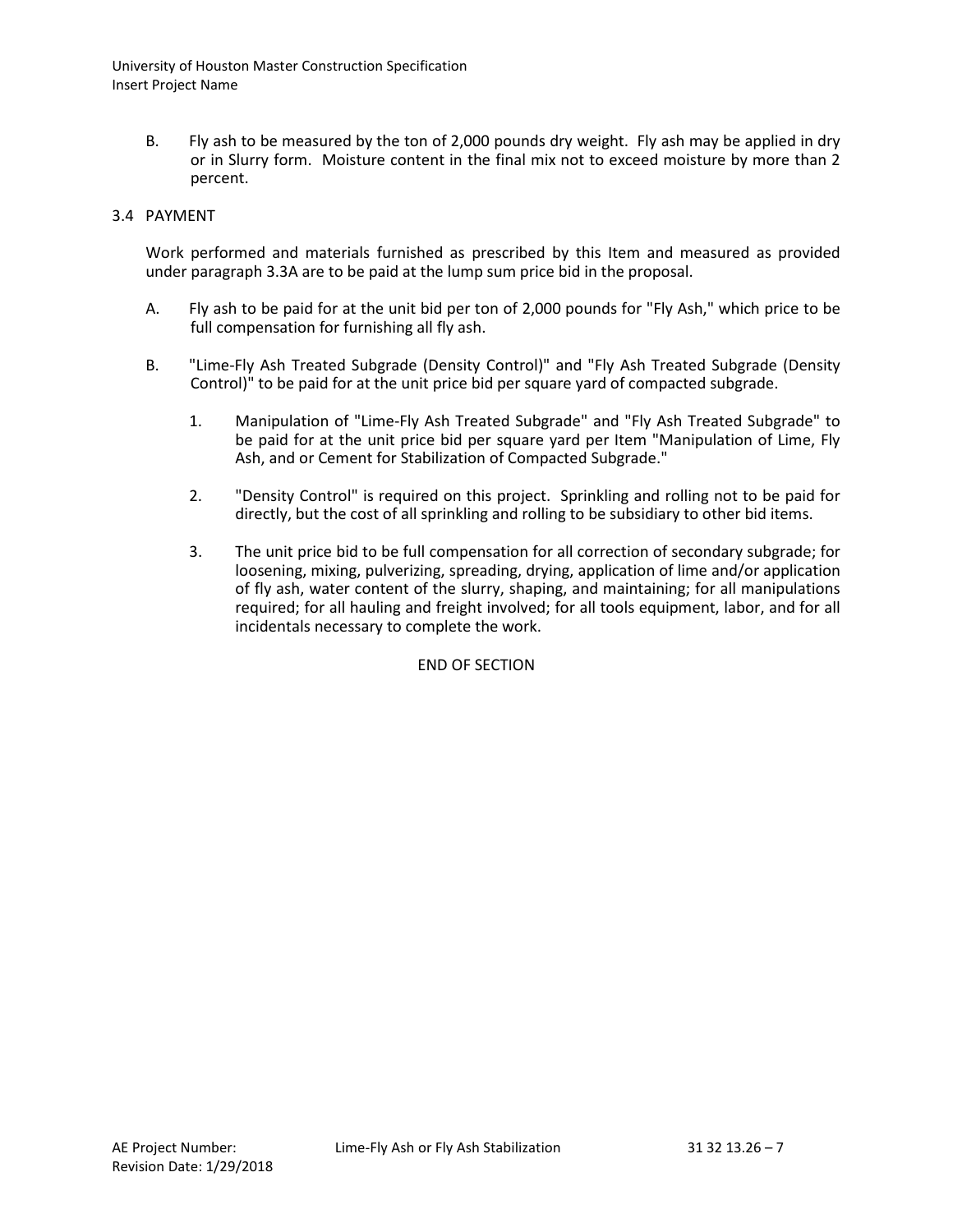B. Fly ash to be measured by the ton of 2,000 pounds dry weight. Fly ash may be applied in dry or in Slurry form. Moisture content in the final mix not to exceed moisture by more than 2 percent.

## 3.4 PAYMENT

Work performed and materials furnished as prescribed by this Item and measured as provided under paragraph 3.3A are to be paid at the lump sum price bid in the proposal.

A. Fly ash to be paid for at the unit bid per ton of 2,000 pounds for "Fly Ash," which price to be full compensation for furnishing all fly ash.

B. "Lime-Fly Ash Treated Subgrade (Density Control)" and "Fly Ash Treated Subgrade (Density Control)" to be paid for at the unit price bid per square yard of compacted subgrade.

1. Manipulation of "Lime-Fly Ash Treated Subgrade" and "Fly Ash Treated Subgrade" to be paid for at the unit price bid per square yard per Item "Manipulation of Lime, Fly Ash, and or Cement for Stabilization of Compacted Subgrade."

2. "Density Control" is required on this project. Sprinkling and rolling not to be paid for directly, but the cost of all sprinkling and rolling to be subsidiary to other bid items.

3. The unit price bid to be full compensation for all correction of secondary subgrade; for loosening, mixing, pulverizing, spreading, drying, application of lime and/or application of fly ash, water content of the slurry, shaping, and maintaining; for all manipulations required; for all hauling and freight involved; for all tools equipment, labor, and for all incidentals necessary to complete the work.

END OF SECTION